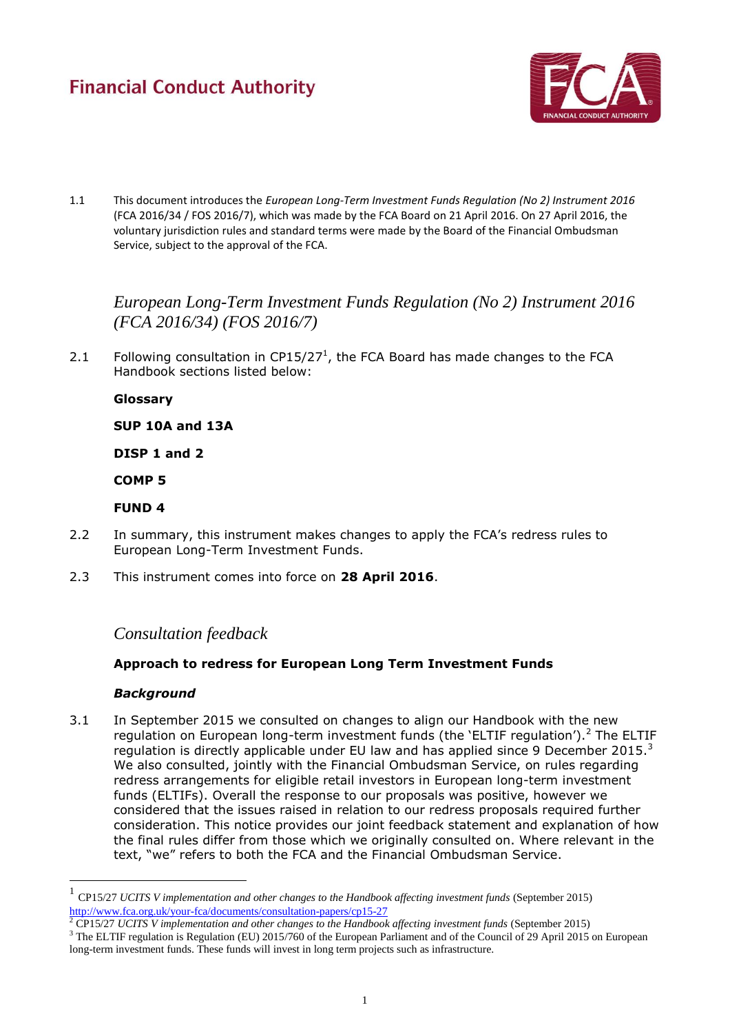# Financial Conduct Authority

1.1 This document introduces the *European Long-Term Investment Funds Regulation (No 2) Instrument 2016* (FCA 2016/34 / FOS 2016/7), which was made by the FCA Board on 21 April 2016. On 27 April 2016, the voluntary jurisdiction rules and standard terms were made by the Board of the Financial Ombudsman Service, subject to the approval of the FCA.

## *European Long-Term Investment Funds Regulation (No 2) Instrument 2016 (FCA 2016/34) (FOS 2016/7)*

2.1 Following consultation in CP15/27[1], the FCA Board has made changes to the FCA Handbook sections listed below:

**Glossary**

**SUP 10A and 13A**

**DISP 1 and 2**

**COMP 5**

**FUND 4**

2.2 In summary, this instrument makes changes to apply the FCA's redress rules to European Long-Term Investment Funds.

2.3 This instrument comes into force on **28 April 2016**.

## *Consultation feedback*

### Approach to redress for European Long Term Investment Funds

#### *Background*

3.1 In September 2015 we consulted on changes to align our Handbook with the new regulation on European long-term investment funds (the 'ELTIF regulation').[2] The ELTIF regulation is directly applicable under EU law and has applied since 9 December 2015.[3] We also consulted, jointly with the Financial Ombudsman Service, on rules regarding redress arrangements for eligible retail investors in European long-term investment funds (ELTIFs). Overall the response to our proposals was positive, however we considered that the issues raised in relation to our redress proposals required further consideration. This notice provides our joint feedback statement and explanation of how the final rules differ from those which we originally consulted on. Where relevant in the text, "we" refers to both the FCA and the Financial Ombudsman Service.

---

[1] CP15/27 *UCITS V implementation and other changes to the Handbook affecting investment funds* (September 2015) http://www.fca.org.uk/your-fca/documents/consultation-papers/cp15-27

[2] CP15/27 *UCITS V implementation and other changes to the Handbook affecting investment funds* (September 2015)

[3] The ELTIF regulation is Regulation (EU) 2015/760 of the European Parliament and of the Council of 29 April 2015 on European long-term investment funds. These funds will invest in long term projects such as infrastructure.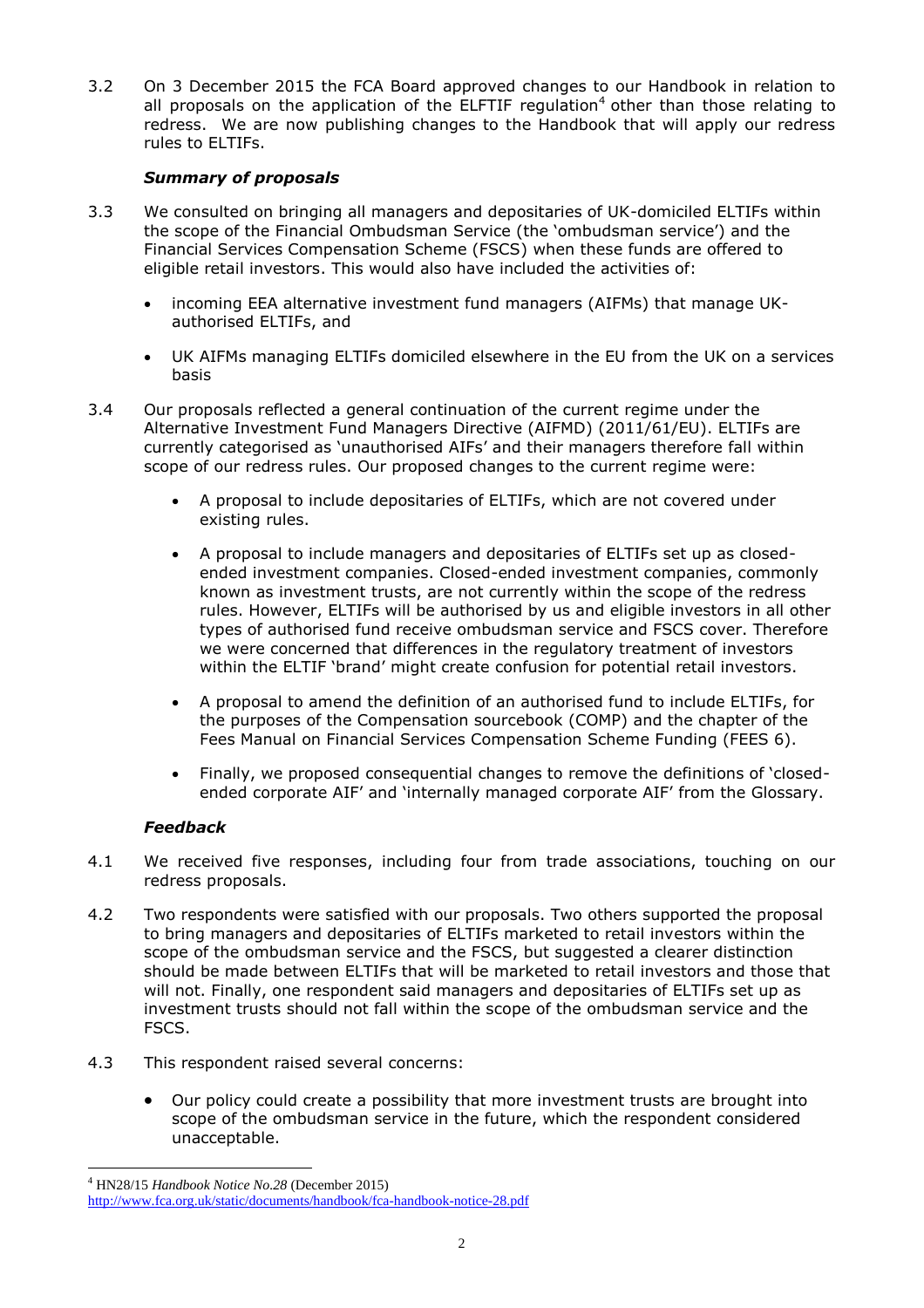3.2 On 3 December 2015 the FCA Board approved changes to our Handbook in relation to all proposals on the application of the ELFTIF regulation[4] other than those relating to redress. We are now publishing changes to the Handbook that will apply our redress rules to ELTIFs.

### *Summary of proposals*

3.3 We consulted on bringing all managers and depositaries of UK-domiciled ELTIFs within the scope of the Financial Ombudsman Service (the 'ombudsman service') and the Financial Services Compensation Scheme (FSCS) when these funds are offered to eligible retail investors. This would also have included the activities of:

- incoming EEA alternative investment fund managers (AIFMs) that manage UK-authorised ELTIFs, and
- UK AIFMs managing ELTIFs domiciled elsewhere in the EU from the UK on a services basis

3.4 Our proposals reflected a general continuation of the current regime under the Alternative Investment Fund Managers Directive (AIFMD) (2011/61/EU). ELTIFs are currently categorised as 'unauthorised AIFs' and their managers therefore fall within scope of our redress rules. Our proposed changes to the current regime were:

- A proposal to include depositaries of ELTIFs, which are not covered under existing rules.
- A proposal to include managers and depositaries of ELTIFs set up as closed-ended investment companies. Closed-ended investment companies, commonly known as investment trusts, are not currently within the scope of the redress rules. However, ELTIFs will be authorised by us and eligible investors in all other types of authorised fund receive ombudsman service and FSCS cover. Therefore we were concerned that differences in the regulatory treatment of investors within the ELTIF 'brand' might create confusion for potential retail investors.
- A proposal to amend the definition of an authorised fund to include ELTIFs, for the purposes of the Compensation sourcebook (COMP) and the chapter of the Fees Manual on Financial Services Compensation Scheme Funding (FEES 6).
- Finally, we proposed consequential changes to remove the definitions of 'closed-ended corporate AIF' and 'internally managed corporate AIF' from the Glossary.

### *Feedback*

4.1 We received five responses, including four from trade associations, touching on our redress proposals.

4.2 Two respondents were satisfied with our proposals. Two others supported the proposal to bring managers and depositaries of ELTIFs marketed to retail investors within the scope of the ombudsman service and the FSCS, but suggested a clearer distinction should be made between ELTIFs that will be marketed to retail investors and those that will not. Finally, one respondent said managers and depositaries of ELTIFs set up as investment trusts should not fall within the scope of the ombudsman service and the FSCS.

4.3 This respondent raised several concerns:

- Our policy could create a possibility that more investment trusts are brought into scope of the ombudsman service in the future, which the respondent considered unacceptable.

[4] HN28/15 *Handbook Notice No.28* (December 2015) http://www.fca.org.uk/static/documents/handbook/fca-handbook-notice-28.pdf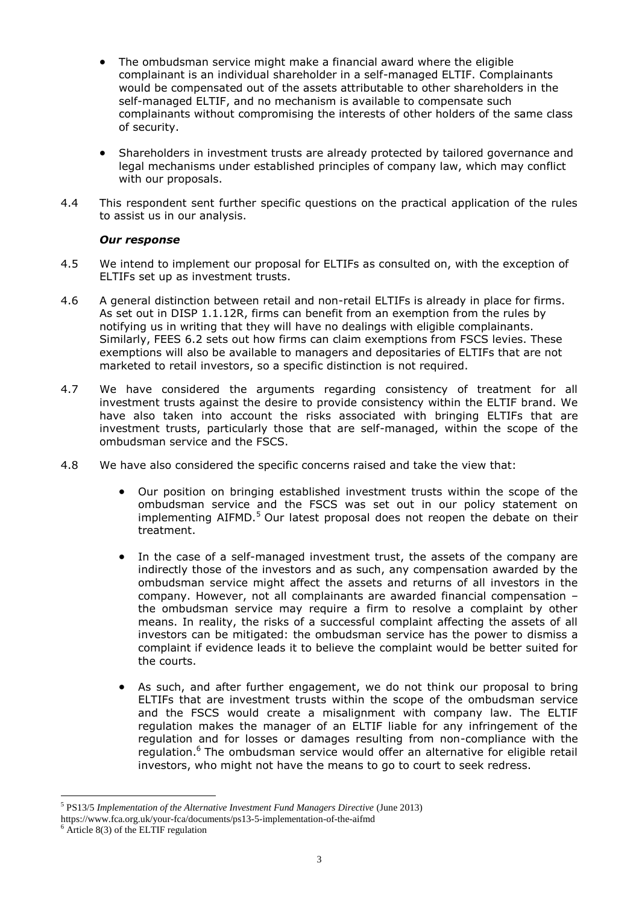- The ombudsman service might make a financial award where the eligible complainant is an individual shareholder in a self-managed ELTIF. Complainants would be compensated out of the assets attributable to other shareholders in the self-managed ELTIF, and no mechanism is available to compensate such complainants without compromising the interests of other holders of the same class of security.

- Shareholders in investment trusts are already protected by tailored governance and legal mechanisms under established principles of company law, which may conflict with our proposals.

4.4 This respondent sent further specific questions on the practical application of the rules to assist us in our analysis.

***Our response***

4.5 We intend to implement our proposal for ELTIFs as consulted on, with the exception of ELTIFs set up as investment trusts.

4.6 A general distinction between retail and non-retail ELTIFs is already in place for firms. As set out in DISP 1.1.12R, firms can benefit from an exemption from the rules by notifying us in writing that they will have no dealings with eligible complainants. Similarly, FEES 6.2 sets out how firms can claim exemptions from FSCS levies. These exemptions will also be available to managers and depositaries of ELTIFs that are not marketed to retail investors, so a specific distinction is not required.

4.7 We have considered the arguments regarding consistency of treatment for all investment trusts against the desire to provide consistency within the ELTIF brand. We have also taken into account the risks associated with bringing ELTIFs that are investment trusts, particularly those that are self-managed, within the scope of the ombudsman service and the FSCS.

4.8 We have also considered the specific concerns raised and take the view that:

- Our position on bringing established investment trusts within the scope of the ombudsman service and the FSCS was set out in our policy statement on implementing AIFMD.[5] Our latest proposal does not reopen the debate on their treatment.

- In the case of a self-managed investment trust, the assets of the company are indirectly those of the investors and as such, any compensation awarded by the ombudsman service might affect the assets and returns of all investors in the company. However, not all complainants are awarded financial compensation – the ombudsman service may require a firm to resolve a complaint by other means. In reality, the risks of a successful complaint affecting the assets of all investors can be mitigated: the ombudsman service has the power to dismiss a complaint if evidence leads it to believe the complaint would be better suited for the courts.

- As such, and after further engagement, we do not think our proposal to bring ELTIFs that are investment trusts within the scope of the ombudsman service and the FSCS would create a misalignment with company law. The ELTIF regulation makes the manager of an ELTIF liable for any infringement of the regulation and for losses or damages resulting from non-compliance with the regulation.[6] The ombudsman service would offer an alternative for eligible retail investors, who might not have the means to go to court to seek redress.

---

[5] PS13/5 *Implementation of the Alternative Investment Fund Managers Directive* (June 2013) https://www.fca.org.uk/your-fca/documents/ps13-5-implementation-of-the-aifmd

[6] Article 8(3) of the ELTIF regulation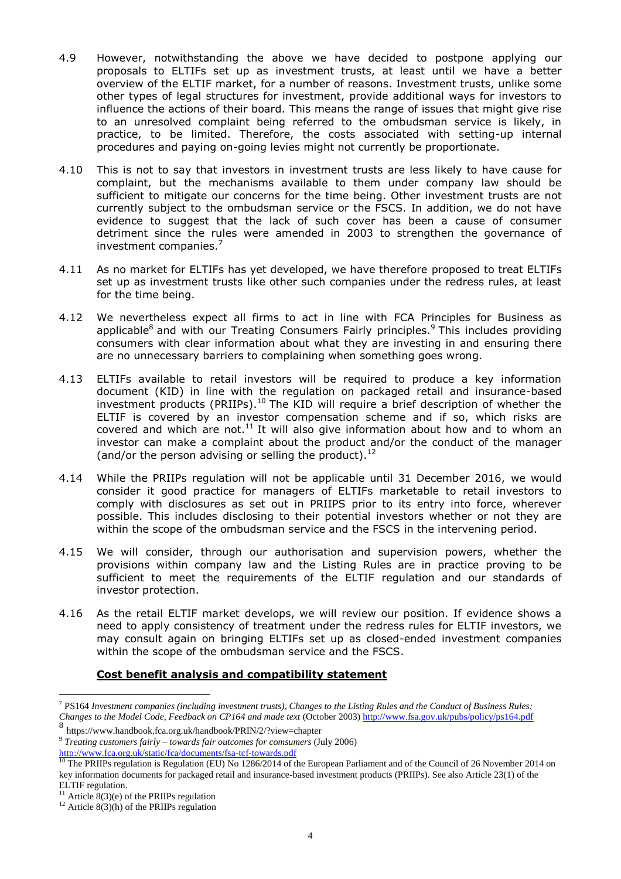4.9 However, notwithstanding the above we have decided to postpone applying our proposals to ELTIFs set up as investment trusts, at least until we have a better overview of the ELTIF market, for a number of reasons. Investment trusts, unlike some other types of legal structures for investment, provide additional ways for investors to influence the actions of their board. This means the range of issues that might give rise to an unresolved complaint being referred to the ombudsman service is likely, in practice, to be limited. Therefore, the costs associated with setting-up internal procedures and paying on-going levies might not currently be proportionate.

4.10 This is not to say that investors in investment trusts are less likely to have cause for complaint, but the mechanisms available to them under company law should be sufficient to mitigate our concerns for the time being. Other investment trusts are not currently subject to the ombudsman service or the FSCS. In addition, we do not have evidence to suggest that the lack of such cover has been a cause of consumer detriment since the rules were amended in 2003 to strengthen the governance of investment companies.[7]

4.11 As no market for ELTIFs has yet developed, we have therefore proposed to treat ELTIFs set up as investment trusts like other such companies under the redress rules, at least for the time being.

4.12 We nevertheless expect all firms to act in line with FCA Principles for Business as applicable[8] and with our Treating Consumers Fairly principles.[9] This includes providing consumers with clear information about what they are investing in and ensuring there are no unnecessary barriers to complaining when something goes wrong.

4.13 ELTIFs available to retail investors will be required to produce a key information document (KID) in line with the regulation on packaged retail and insurance-based investment products (PRIIPs).[10] The KID will require a brief description of whether the ELTIF is covered by an investor compensation scheme and if so, which risks are covered and which are not.[11] It will also give information about how and to whom an investor can make a complaint about the product and/or the conduct of the manager (and/or the person advising or selling the product).[12]

4.14 While the PRIIPs regulation will not be applicable until 31 December 2016, we would consider it good practice for managers of ELTIFs marketable to retail investors to comply with disclosures as set out in PRIIPS prior to its entry into force, wherever possible. This includes disclosing to their potential investors whether or not they are within the scope of the ombudsman service and the FSCS in the intervening period.

4.15 We will consider, through our authorisation and supervision powers, whether the provisions within company law and the Listing Rules are in practice proving to be sufficient to meet the requirements of the ELTIF regulation and our standards of investor protection.

4.16 As the retail ELTIF market develops, we will review our position. If evidence shows a need to apply consistency of treatment under the redress rules for ELTIF investors, we may consult again on bringing ELTIFs set up as closed-ended investment companies within the scope of the ombudsman service and the FSCS.

**Cost benefit analysis and compatibility statement**

---

[7] PS164 *Investment companies (including investment trusts), Changes to the Listing Rules and the Conduct of Business Rules; Changes to the Model Code, Feedback on CP164 and made text* (October 2003) http://www.fsa.gov.uk/pubs/policy/ps164.pdf

[8] https://www.handbook.fca.org.uk/handbook/PRIN/2/?view=chapter

[9] *Treating customers fairly – towards fair outcomes for comsumers* (July 2006) http://www.fca.org.uk/static/fca/documents/fsa-tcf-towards.pdf

[10] The PRIIPs regulation is Regulation (EU) No 1286/2014 of the European Parliament and of the Council of 26 November 2014 on key information documents for packaged retail and insurance-based investment products (PRIIPs). See also Article 23(1) of the ELTIF regulation.

[11] Article 8(3)(e) of the PRIIPs regulation

[12] Article 8(3)(h) of the PRIIPs regulation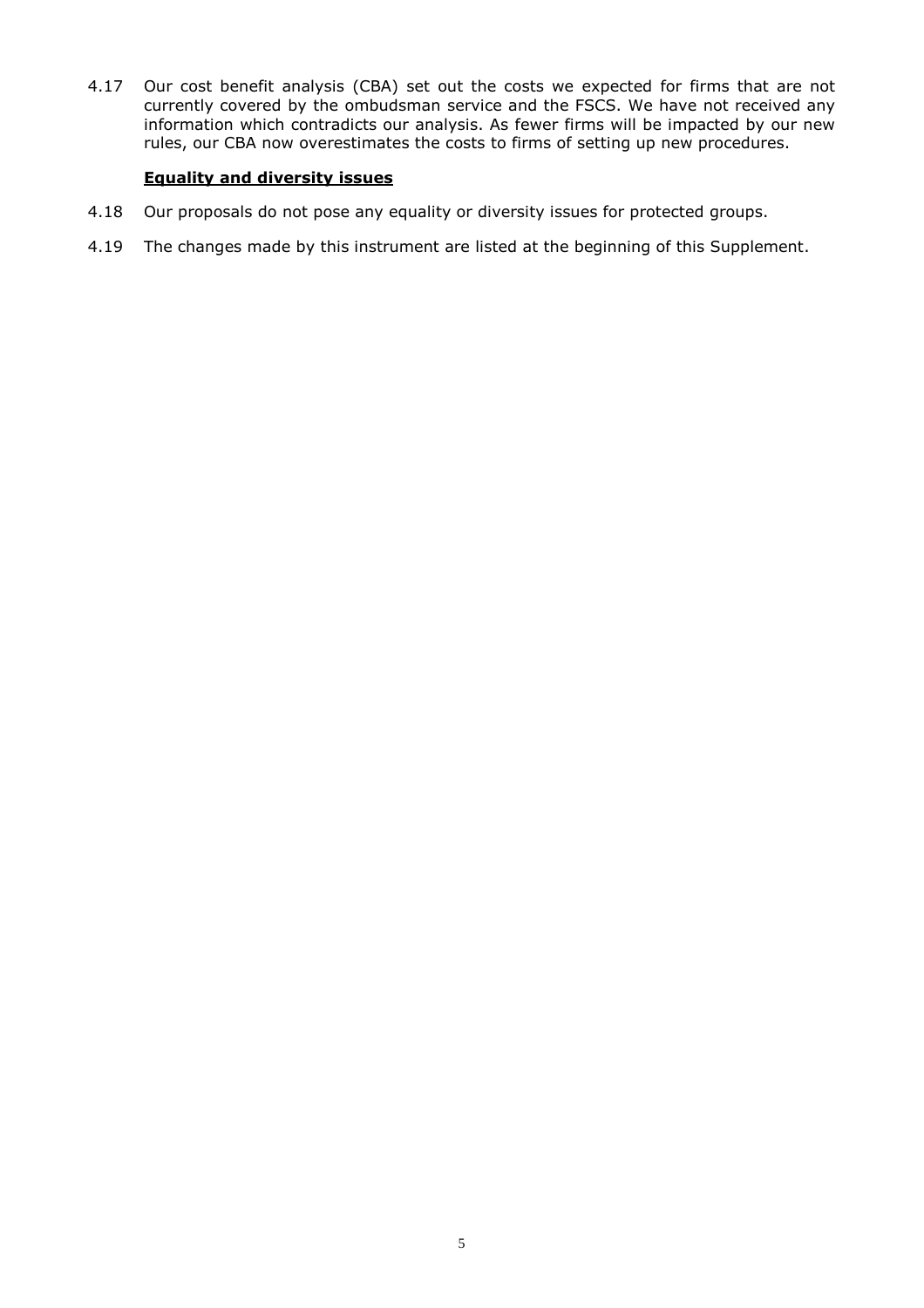4.17 Our cost benefit analysis (CBA) set out the costs we expected for firms that are not currently covered by the ombudsman service and the FSCS. We have not received any information which contradicts our analysis. As fewer firms will be impacted by our new rules, our CBA now overestimates the costs to firms of setting up new procedures.

### **Equality and diversity issues**

4.18 Our proposals do not pose any equality or diversity issues for protected groups.

4.19 The changes made by this instrument are listed at the beginning of this Supplement.